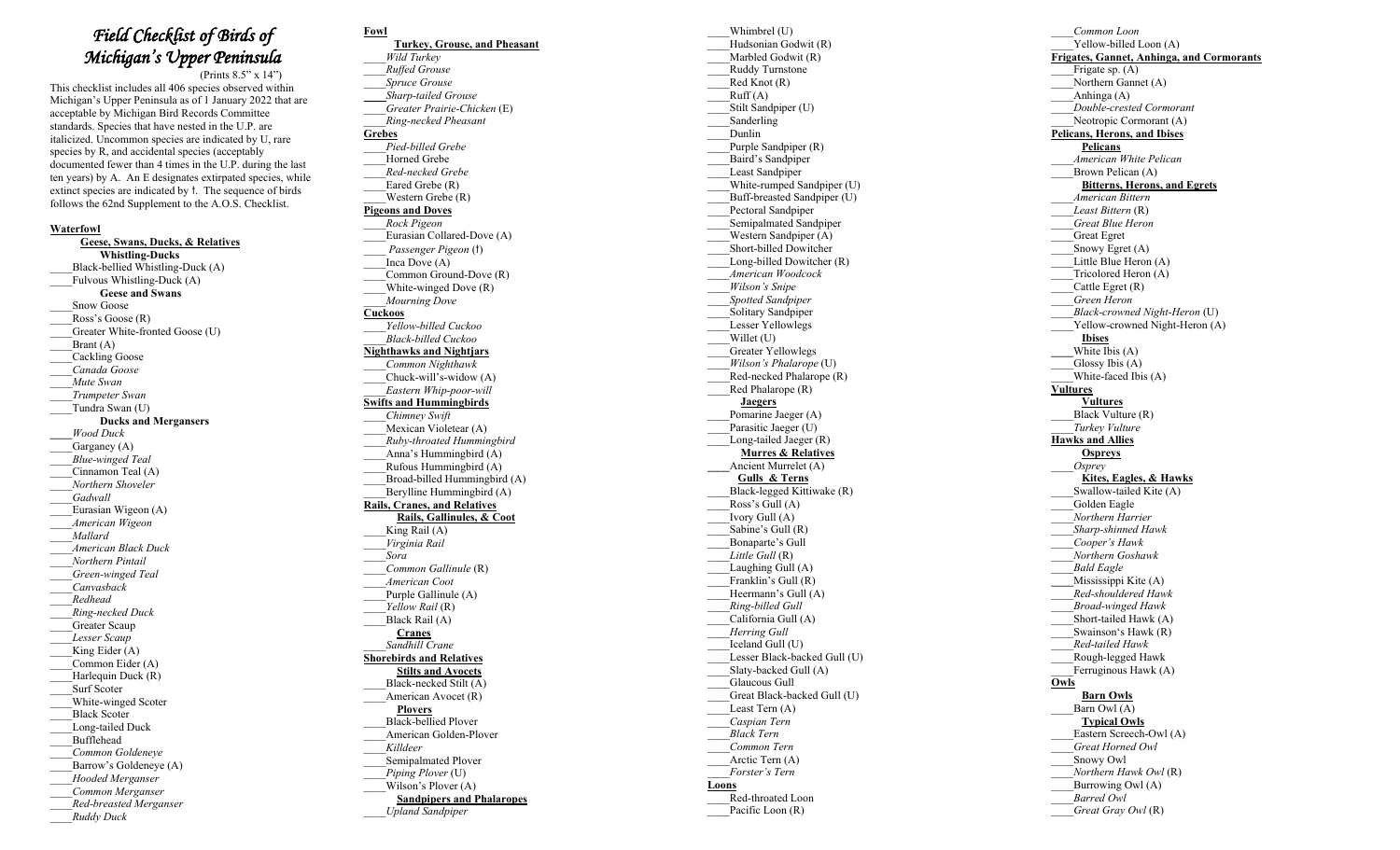# *Field Checklist of Birds of Michigan's Upper Peninsula*

(Prints 8.5" x 14")

This checklist includes all 406 species observed within Michigan's Upper Peninsula as of 1 January 2022 that are acceptable by Michigan Bird Records Committee standards. Species that have nested in the U.P. are italicized. Uncommon species are indicated by U, rare species by R, and accidental species (acceptably documented fewer than 4 times in the U.P. during the last ten years) by A. An E designates extirpated species, while extinct species are indicated by †. The sequence of birds follows the 62nd Supplement to the A.O.S. Checklist.

## Waterfowl

### Geese, Swans, Ducks, & Relatives

#### Whistling-Ducks

____Black-bellied Whistling-Duck (A)
____Fulvous Whistling-Duck (A)

#### Geese and Swans

____Snow Goose
____Ross's Goose (R)
____Greater White-fronted Goose (U)
____Brant (A)
____Cackling Goose
____*Canada Goose*
____*Mute Swan*
____*Trumpeter Swan*
____Tundra Swan (U)

#### Ducks and Mergansers

____*Wood Duck*
____Garganey (A)
____*Blue-winged Teal*
____Cinnamon Teal (A)
____*Northern Shoveler*
____*Gadwall*
____Eurasian Wigeon (A)
____*American Wigeon*
____*Mallard*
____*American Black Duck*
____*Northern Pintail*
____*Green-winged Teal*
____*Canvasback*
____*Redhead*
____*Ring-necked Duck*
____Greater Scaup
____*Lesser Scaup*
____King Eider (A)
____Common Eider (A)
____Harlequin Duck (R)
____Surf Scoter
____White-winged Scoter
____Black Scoter
____Long-tailed Duck
____Bufflehead
____*Common Goldeneye*
____Barrow's Goldeneye (A)
____*Hooded Merganser*
____*Common Merganser*
____*Red-breasted Merganser*
____*Ruddy Duck*

## Fowl

### Turkey, Grouse, and Pheasant

____*Wild Turkey*
____*Ruffed Grouse*
____*Spruce Grouse*
____*Sharp-tailed Grouse*
____*Greater Prairie-Chicken* (E)
____*Ring-necked Pheasant*

## Grebes

____*Pied-billed Grebe*
____Horned Grebe
____*Red-necked Grebe*
____Eared Grebe (R)
____Western Grebe (R)

## Pigeons and Doves

____*Rock Pigeon*
____Eurasian Collared-Dove (A)
____*Passenger Pigeon* (†)
____Inca Dove (A)
____Common Ground-Dove (R)
____White-winged Dove (R)
____*Mourning Dove*

## Cuckoos

____*Yellow-billed Cuckoo*
____*Black-billed Cuckoo*

## Nighthawks and Nightjars

____*Common Nighthawk*
____Chuck-will's-widow (A)
____*Eastern Whip-poor-will*

## Swifts and Hummingbirds

____*Chimney Swift*
____Mexican Violetear (A)
____*Ruby-throated Hummingbird*
____Anna's Hummingbird (A)
____Rufous Hummingbird (A)
____Broad-billed Hummingbird (A)
____Berylline Hummingbird (A)

## Rails, Cranes, and Relatives

### Rails, Gallinules, & Coot

____King Rail (A)
____*Virginia Rail*
____*Sora*
____*Common Gallinule* (R)
____*American Coot*
____Purple Gallinule (A)
____*Yellow Rail* (R)
____Black Rail (A)

### Cranes

____*Sandhill Crane*

## Shorebirds and Relatives

### Stilts and Avocets

____Black-necked Stilt (A)
____American Avocet (R)

### Plovers

____Black-bellied Plover
____American Golden-Plover
____*Killdeer*
____Semipalmated Plover
____*Piping Plover* (U)
____Wilson's Plover (A)

### Sandpipers and Phalaropes

____*Upland Sandpiper*
____Whimbrel (U)
____Hudsonian Godwit (R)
____Marbled Godwit (R)
____Ruddy Turnstone
____Red Knot (R)
____Ruff (A)
____Stilt Sandpiper (U)
____Sanderling
____Dunlin
____Purple Sandpiper (R)
____Baird's Sandpiper
____Least Sandpiper
____White-rumped Sandpiper (U)
____Buff-breasted Sandpiper (U)
____Pectoral Sandpiper
____Semipalmated Sandpiper
____Western Sandpiper (A)
____Short-billed Dowitcher
____Long-billed Dowitcher (R)
____*American Woodcock*
____*Wilson's Snipe*
____*Spotted Sandpiper*
____Solitary Sandpiper
____Lesser Yellowlegs
____Willet (U)
____Greater Yellowlegs
____*Wilson's Phalarope* (U)
____Red-necked Phalarope (R)
____Red Phalarope (R)

### Jaegers

____Pomarine Jaeger (A)
____Parasitic Jaeger (U)
____Long-tailed Jaeger (R)

### Murres & Relatives

____Ancient Murrelet (A)

### Gulls & Terns

____Black-legged Kittiwake (R)
____Ross's Gull (A)
____Ivory Gull (A)
____Sabine's Gull (R)
____Bonaparte's Gull
____*Little Gull* (R)
____Laughing Gull (A)
____Franklin's Gull (R)
____Heermann's Gull (A)
____*Ring-billed Gull*
____California Gull (A)
____*Herring Gull*
____Iceland Gull (U)
____Lesser Black-backed Gull (U)
____Slaty-backed Gull (A)
____Glaucous Gull
____Great Black-backed Gull (U)
____Least Tern (A)
____*Caspian Tern*
____*Black Tern*
____*Common Tern*
____Arctic Tern (A)
____*Forster's Tern*

## Loons

____Red-throated Loon
____Pacific Loon (R)
____*Common Loon*
____Yellow-billed Loon (A)

## Frigates, Gannet, Anhinga, and Cormorants

____Frigate sp. (A)
____Northern Gannet (A)
____Anhinga (A)
____*Double-crested Cormorant*
____Neotropic Cormorant (A)

## Pelicans, Herons, and Ibises

### Pelicans

____*American White Pelican*
____Brown Pelican (A)

### Bitterns, Herons, and Egrets

____*American Bittern*
____*Least Bittern* (R)
____*Great Blue Heron*
____Great Egret
____Snowy Egret (A)
____Little Blue Heron (A)
____Tricolored Heron (A)
____Cattle Egret (R)
____*Green Heron*
____*Black-crowned Night-Heron* (U)
____Yellow-crowned Night-Heron (A)

### Ibises

____White Ibis (A)
____Glossy Ibis (A)
____White-faced Ibis (A)

## Vultures

### Vultures

____Black Vulture (R)
____*Turkey Vulture*

## Hawks and Allies

### Ospreys

____*Osprey*

### Kites, Eagles, & Hawks

____Swallow-tailed Kite (A)
____Golden Eagle
____*Northern Harrier*
____*Sharp-shinned Hawk*
____*Cooper's Hawk*
____*Northern Goshawk*
____*Bald Eagle*
____Mississippi Kite (A)
____*Red-shouldered Hawk*
____*Broad-winged Hawk*
____Short-tailed Hawk (A)
____Swainson's Hawk (R)
____*Red-tailed Hawk*
____Rough-legged Hawk
____Ferruginous Hawk (A)

## Owls

### Barn Owls

____Barn Owl (A)

### Typical Owls

____Eastern Screech-Owl (A)
____*Great Horned Owl*
____Snowy Owl
____*Northern Hawk Owl* (R)
____Burrowing Owl (A)
____*Barred Owl*
____*Great Gray Owl* (R)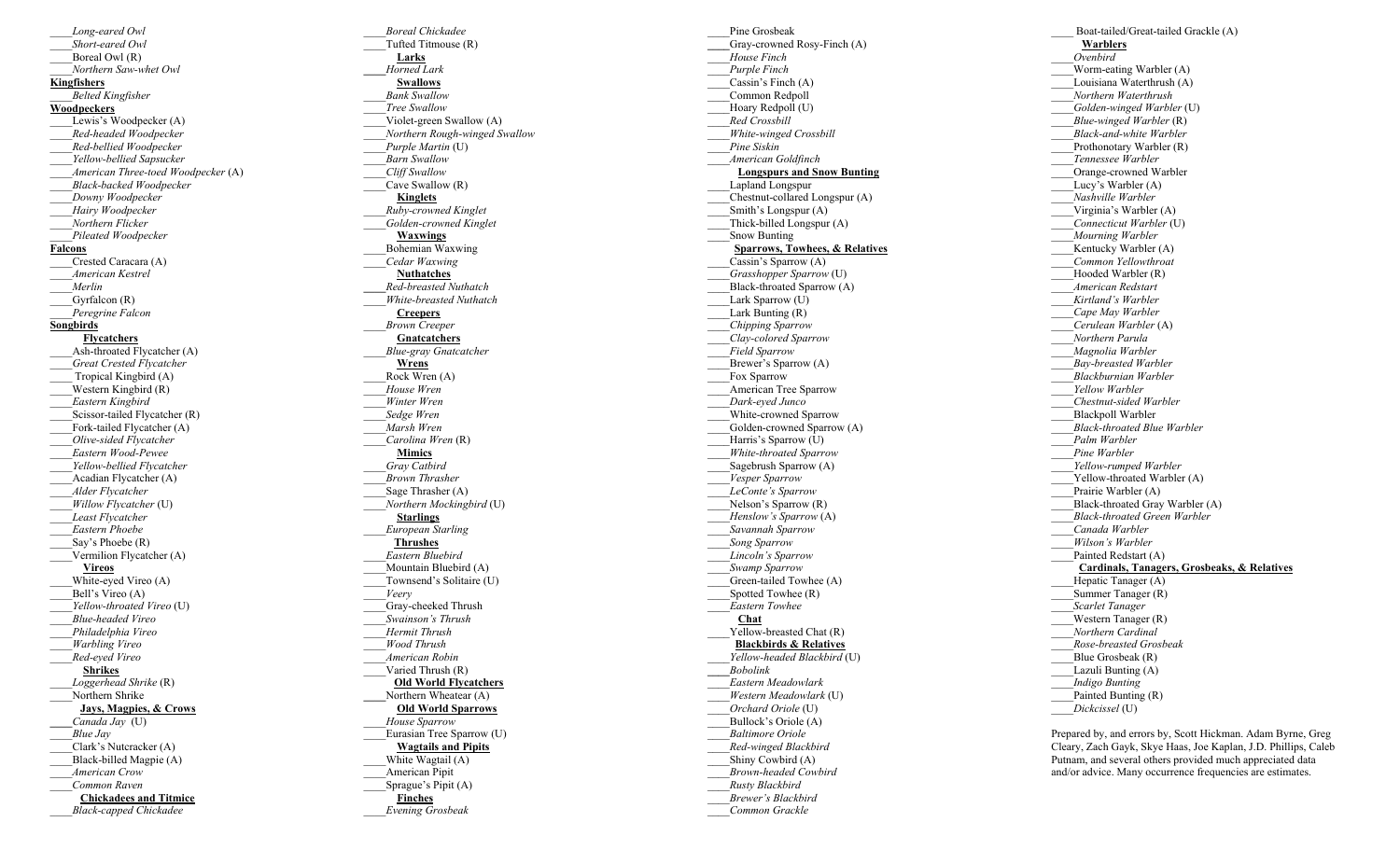____*Long-eared Owl*
____*Short-eared Owl*
____Boreal Owl (R)
____*Northern Saw-whet Owl*

**Kingfishers**

____*Belted Kingfisher*

**Woodpeckers**

____Lewis's Woodpecker (A)
____*Red-headed Woodpecker*
____*Red-bellied Woodpecker*
____*Yellow-bellied Sapsucker*
____*American Three-toed Woodpecker* (A)
____*Black-backed Woodpecker*
____*Downy Woodpecker*
____*Hairy Woodpecker*
____*Northern Flicker*
____*Pileated Woodpecker*

**Falcons**

____Crested Caracara (A)
____*American Kestrel*
____*Merlin*
____Gyrfalcon (R)
____*Peregrine Falcon*

**Songbirds**

**Flycatchers**

____Ash-throated Flycatcher (A)
____*Great Crested Flycatcher*
____Tropical Kingbird (A)
____Western Kingbird (R)
____*Eastern Kingbird*
____Scissor-tailed Flycatcher (R)
____Fork-tailed Flycatcher (A)
____*Olive-sided Flycatcher*
____*Eastern Wood-Pewee*
____*Yellow-bellied Flycatcher*
____Acadian Flycatcher (A)
____*Alder Flycatcher*
____*Willow Flycatcher* (U)
____*Least Flycatcher*
____*Eastern Phoebe*
____Say's Phoebe (R)
____Vermilion Flycatcher (A)

**Vireos**

____White-eyed Vireo (A)
____Bell's Vireo (A)
____*Yellow-throated Vireo* (U)
____*Blue-headed Vireo*
____*Philadelphia Vireo*
____*Warbling Vireo*
____*Red-eyed Vireo*

**Shrikes**

____*Loggerhead Shrike* (R)
____Northern Shrike

**Jays, Magpies, & Crows**

____*Canada Jay* (U)
____*Blue Jay*
____Clark's Nutcracker (A)
____Black-billed Magpie (A)
____*American Crow*
____*Common Raven*

**Chickadees and Titmice**

____*Black-capped Chickadee*
____*Boreal Chickadee*
____Tufted Titmouse (R)

**Larks**

____*Horned Lark*

**Swallows**

____*Bank Swallow*
____*Tree Swallow*
____Violet-green Swallow (A)
____*Northern Rough-winged Swallow*
____*Purple Martin* (U)
____*Barn Swallow*
____*Cliff Swallow*
____Cave Swallow (R)

**Kinglets**

____*Ruby-crowned Kinglet*
____*Golden-crowned Kinglet*

**Waxwings**

____Bohemian Waxwing
____*Cedar Waxwing*

**Nuthatches**

____*Red-breasted Nuthatch*
____*White-breasted Nuthatch*

**Creepers**

____*Brown Creeper*

**Gnatcatchers**

____*Blue-gray Gnatcatcher*

**Wrens**

____Rock Wren (A)
____*House Wren*
____*Winter Wren*
____*Sedge Wren*
____*Marsh Wren*
____*Carolina Wren* (R)

**Mimics**

____*Gray Catbird*
____*Brown Thrasher*
____Sage Thrasher (A)
____*Northern Mockingbird* (U)

**Starlings**

____*European Starling*

**Thrushes**

____*Eastern Bluebird*
____Mountain Bluebird (A)
____Townsend's Solitaire (U)
____*Veery*
____Gray-cheeked Thrush
____*Swainson's Thrush*
____*Hermit Thrush*
____*Wood Thrush*
____*American Robin*
____Varied Thrush (R)

**Old World Flycatchers**

____Northern Wheatear (A)

**Old World Sparrows**

____*House Sparrow*
____Eurasian Tree Sparrow (U)

**Wagtails and Pipits**

____White Wagtail (A)
____American Pipit
____Sprague's Pipit (A)

**Finches**

____*Evening Grosbeak*
____Pine Grosbeak
____Gray-crowned Rosy-Finch (A)
____*House Finch*
____*Purple Finch*
____Cassin's Finch (A)
____Common Redpoll
____Hoary Redpoll (U)
____*Red Crossbill*
____*White-winged Crossbill*
____*Pine Siskin*
____*American Goldfinch*

**Longspurs and Snow Bunting**

____Lapland Longspur
____Chestnut-collared Longspur (A)
____Smith's Longspur (A)
____Thick-billed Longspur (A)
____Snow Bunting

**Sparrows, Towhees, & Relatives**

____Cassin's Sparrow (A)
____*Grasshopper Sparrow* (U)
____Black-throated Sparrow (A)
____Lark Sparrow (U)
____Lark Bunting (R)
____*Chipping Sparrow*
____*Clay-colored Sparrow*
____*Field Sparrow*
____Brewer's Sparrow (A)
____Fox Sparrow
____American Tree Sparrow
____*Dark-eyed Junco*
____White-crowned Sparrow
____Golden-crowned Sparrow (A)
____Harris's Sparrow (U)
____*White-throated Sparrow*
____Sagebrush Sparrow (A)
____*Vesper Sparrow*
____*LeConte's Sparrow*
____Nelson's Sparrow (R)
____*Henslow's Sparrow* (A)
____*Savannah Sparrow*
____*Song Sparrow*
____*Lincoln's Sparrow*
____*Swamp Sparrow*
____Green-tailed Towhee (A)
____Spotted Towhee (R)
____*Eastern Towhee*

**Chat**

____Yellow-breasted Chat (R)

**Blackbirds & Relatives**

____*Yellow-headed Blackbird* (U)
____*Bobolink*
____*Eastern Meadowlark*
____*Western Meadowlark* (U)
____*Orchard Oriole* (U)
____Bullock's Oriole (A)
____*Baltimore Oriole*
____*Red-winged Blackbird*
____Shiny Cowbird (A)
____*Brown-headed Cowbird*
____*Rusty Blackbird*
____*Brewer's Blackbird*
____*Common Grackle*
____Boat-tailed/Great-tailed Grackle (A)

**Warblers**

____*Ovenbird*
____Worm-eating Warbler (A)
____Louisiana Waterthrush (A)
____*Northern Waterthrush*
____*Golden-winged Warbler* (U)
____*Blue-winged Warbler* (R)
____*Black-and-white Warbler*
____Prothonotary Warbler (R)
____*Tennessee Warbler*
____Orange-crowned Warbler
____Lucy's Warbler (A)
____*Nashville Warbler*
____Virginia's Warbler (A)
____*Connecticut Warbler* (U)
____*Mourning Warbler*
____Kentucky Warbler (A)
____*Common Yellowthroat*
____Hooded Warbler (R)
____*American Redstart*
____*Kirtland's Warbler*
____*Cape May Warbler*
____*Cerulean Warbler* (A)
____*Northern Parula*
____*Magnolia Warbler*
____*Bay-breasted Warbler*
____*Blackburnian Warbler*
____*Yellow Warbler*
____*Chestnut-sided Warbler*
____Blackpoll Warbler
____*Black-throated Blue Warbler*
____*Palm Warbler*
____*Pine Warbler*
____*Yellow-rumped Warbler*
____Yellow-throated Warbler (A)
____Prairie Warbler (A)
____Black-throated Gray Warbler (A)
____*Black-throated Green Warbler*
____*Canada Warbler*
____*Wilson's Warbler*
____Painted Redstart (A)

**Cardinals, Tanagers, Grosbeaks, & Relatives**

____Hepatic Tanager (A)
____Summer Tanager (R)
____*Scarlet Tanager*
____Western Tanager (R)
____*Northern Cardinal*
____*Rose-breasted Grosbeak*
____Blue Grosbeak (R)
____Lazuli Bunting (A)
____*Indigo Bunting*
____Painted Bunting (R)
____*Dickcissel* (U)

Prepared by, and errors by, Scott Hickman. Adam Byrne, Greg Cleary, Zach Gayk, Skye Haas, Joe Kaplan, J.D. Phillips, Caleb Putnam, and several others provided much appreciated data and/or advice. Many occurrence frequencies are estimates.